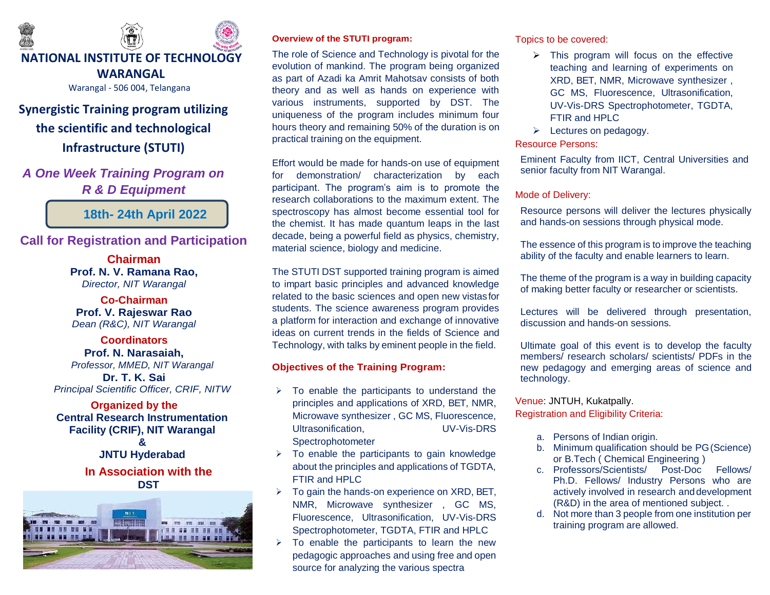# NATIONAL INSTITUTE OF TECHNOLOGY WARANGAL

Warangal - 506 004, Telangana

## Synergistic Training program utilizing the scientific and technological Infrastructure (STUTI)

***A One Week Training Program on R & D Equipment***

**18th- 24th April 2022**

### Call for Registration and Participation

**Chairman**
**Prof. N. V. Ramana Rao,**
*Director, NIT Warangal*

**Co-Chairman**
**Prof. V. Rajeswar Rao**
*Dean (R&C), NIT Warangal*

**Coordinators**
**Prof. N. Narasaiah,**
*Professor, MMED, NIT Warangal*
**Dr. T. K. Sai**
*Principal Scientific Officer, CRIF, NITW*

**Organized by the**
**Central Research Instrumentation Facility (CRIF), NIT Warangal**
**&**
**JNTU Hyderabad**

**In Association with the**
**DST**

### Overview of the STUTI program:

The role of Science and Technology is pivotal for the evolution of mankind. The program being organized as part of Azadi ka Amrit Mahotsav consists of both theory and as well as hands on experience with various instruments, supported by DST. The uniqueness of the program includes minimum four hours theory and remaining 50% of the duration is on practical training on the equipment.

Effort would be made for hands-on use of equipment for demonstration/ characterization by each participant. The program's aim is to promote the research collaborations to the maximum extent. The spectroscopy has almost become essential tool for the chemist. It has made quantum leaps in the last decade, being a powerful field as physics, chemistry, material science, biology and medicine.

The STUTI DST supported training program is aimed to impart basic principles and advanced knowledge related to the basic sciences and open new vistas for students. The science awareness program provides a platform for interaction and exchange of innovative ideas on current trends in the fields of Science and Technology, with talks by eminent people in the field.

### Objectives of the Training Program:

- To enable the participants to understand the principles and applications of XRD, BET, NMR, Microwave synthesizer , GC MS, Fluorescence, Ultrasonification, UV-Vis-DRS Spectrophotometer
- To enable the participants to gain knowledge about the principles and applications of TGDTA, FTIR and HPLC
- To gain the hands-on experience on XRD, BET, NMR, Microwave synthesizer , GC MS, Fluorescence, Ultrasonification, UV-Vis-DRS Spectrophotometer, TGDTA, FTIR and HPLC
- To enable the participants to learn the new pedagogic approaches and using free and open source for analyzing the various spectra

### Topics to be covered:

- This program will focus on the effective teaching and learning of experiments on XRD, BET, NMR, Microwave synthesizer , GC MS, Fluorescence, Ultrasonification, UV-Vis-DRS Spectrophotometer, TGDTA, FTIR and HPLC
- Lectures on pedagogy.

### Resource Persons:

Eminent Faculty from IICT, Central Universities and senior faculty from NIT Warangal.

### Mode of Delivery:

Resource persons will deliver the lectures physically and hands-on sessions through physical mode.

The essence of this program is to improve the teaching ability of the faculty and enable learners to learn.

The theme of the program is a way in building capacity of making better faculty or researcher or scientists.

Lectures will be delivered through presentation, discussion and hands-on sessions.

Ultimate goal of this event is to develop the faculty members/ research scholars/ scientists/ PDFs in the new pedagogy and emerging areas of science and technology.

Venue: JNTUH, Kukatpally.

### Registration and Eligibility Criteria:

a. Persons of Indian origin.
b. Minimum qualification should be PG (Science) or B.Tech ( Chemical Engineering )
c. Professors/Scientists/ Post-Doc Fellows/ Ph.D. Fellows/ Industry Persons who are actively involved in research and development (R&D) in the area of mentioned subject. .
d. Not more than 3 people from one institution per training program are allowed.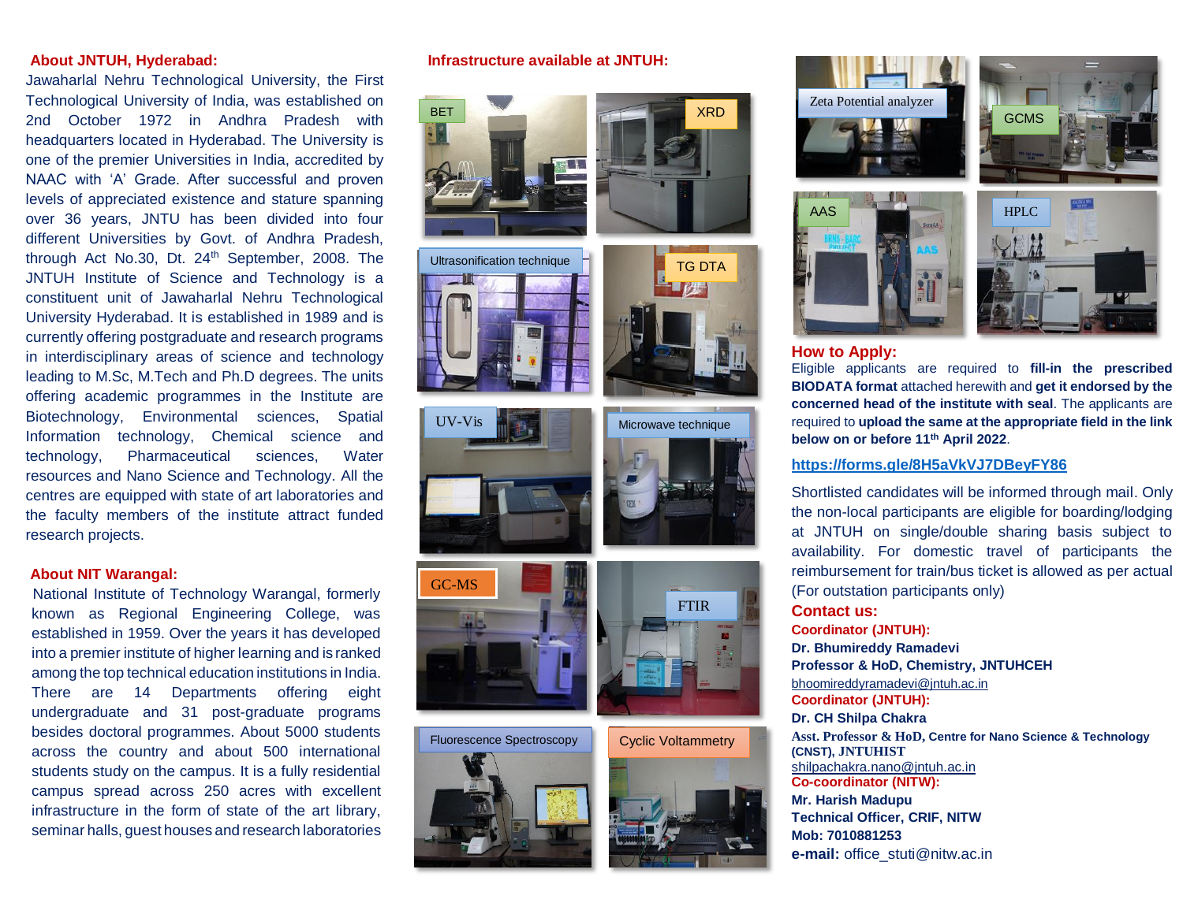## About JNTUH, Hyderabad:

Jawaharlal Nehru Technological University, the First Technological University of India, was established on 2nd October 1972 in Andhra Pradesh with headquarters located in Hyderabad. The University is one of the premier Universities in India, accredited by NAAC with 'A' Grade. After successful and proven levels of appreciated existence and stature spanning over 36 years, JNTU has been divided into four different Universities by Govt. of Andhra Pradesh, through Act No.30, Dt. 24th September, 2008. The JNTUH Institute of Science and Technology is a constituent unit of Jawaharlal Nehru Technological University Hyderabad. It is established in 1989 and is currently offering postgraduate and research programs in interdisciplinary areas of science and technology leading to M.Sc, M.Tech and Ph.D degrees. The units offering academic programmes in the Institute are Biotechnology, Environmental sciences, Spatial Information technology, Chemical science and technology, Pharmaceutical sciences, Water resources and Nano Science and Technology. All the centres are equipped with state of art laboratories and the faculty members of the institute attract funded research projects.

## About NIT Warangal:

National Institute of Technology Warangal, formerly known as Regional Engineering College, was established in 1959. Over the years it has developed into a premier institute of higher learning and is ranked among the top technical education institutions in India. There are 14 Departments offering eight undergraduate and 31 post-graduate programs besides doctoral programmes. About 5000 students across the country and about 500 international students study on the campus. It is a fully residential campus spread across 250 acres with excellent infrastructure in the form of state of the art library, seminar halls, guest houses and research laboratories

## Infrastructure available at JNTUH:

BET, XRD, Ultrasonification technique, TG DTA, UV-Vis, Microwave technique, GC-MS, FTIR, Fluorescence Spectroscopy, Cyclic Voltammetry, Zeta Potential analyzer, GCMS, AAS, HPLC

## How to Apply:

Eligible applicants are required to **fill-in the prescribed BIODATA format** attached herewith and **get it endorsed by the concerned head of the institute with seal**. The applicants are required to **upload the same at the appropriate field in the link below on or before 11th April 2022**.

**https://forms.gle/8H5aVkVJ7DBeyFY86**

Shortlisted candidates will be informed through mail. Only the non-local participants are eligible for boarding/lodging at JNTUH on single/double sharing basis subject to availability. For domestic travel of participants the reimbursement for train/bus ticket is allowed as per actual (For outstation participants only)

## Contact us:

**Coordinator (JNTUH):**
**Dr. Bhumireddy Ramadevi**
**Professor & HoD, Chemistry, JNTUHCEH**
bhoomireddyramadevi@jntuh.ac.in

**Coordinator (JNTUH):**
**Dr. CH Shilpa Chakra**
**Asst. Professor & HoD, Centre for Nano Science & Technology (CNST), JNTUHIST**
shilpachakra.nano@jntuh.ac.in

**Co-coordinator (NITW):**
**Mr. Harish Madupu**
**Technical Officer, CRIF, NITW**
**Mob: 7010881253**
**e-mail:** office_stuti@nitw.ac.in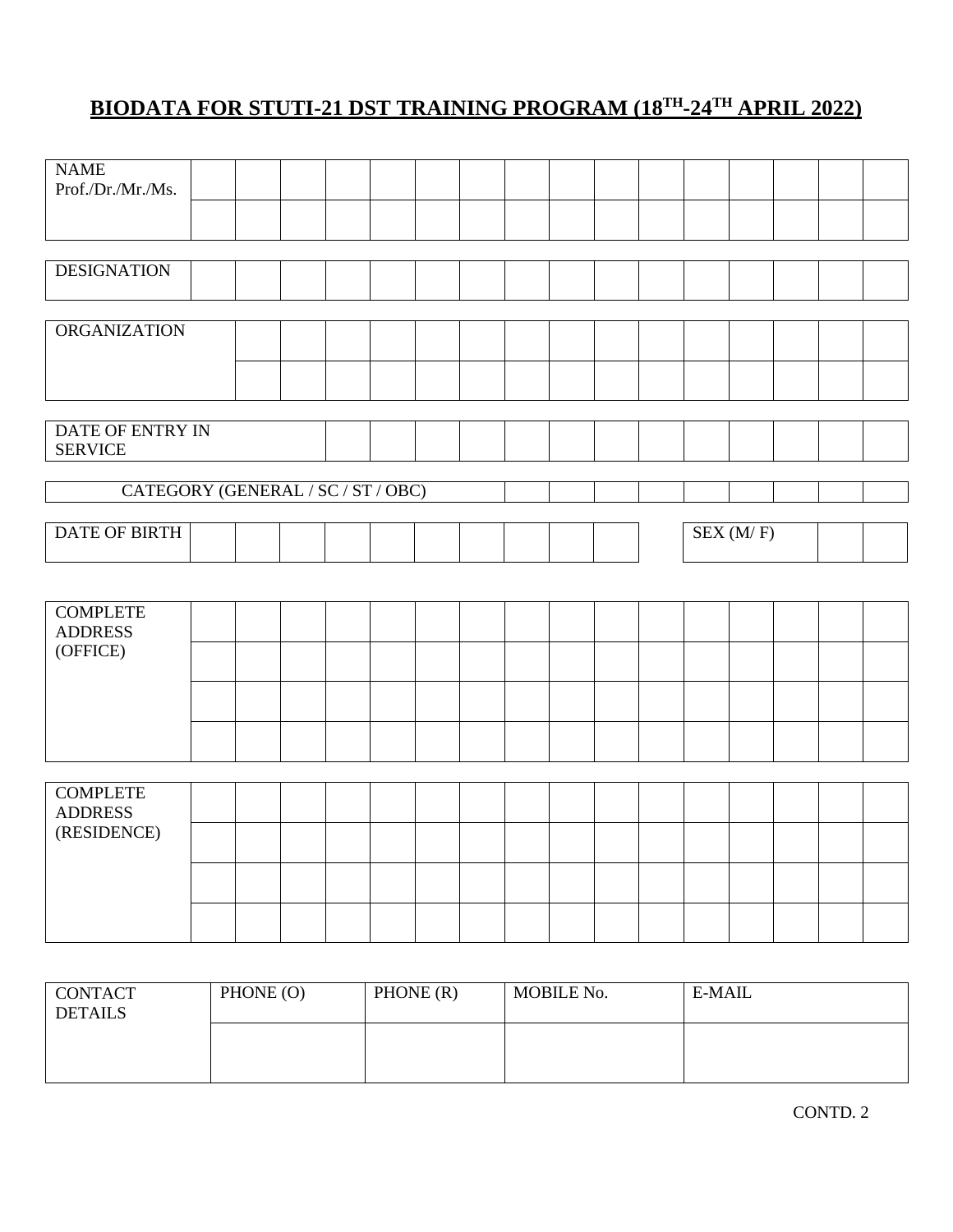# BIODATA FOR STUTI-21 DST TRAINING PROGRAM (18TH-24TH APRIL 2022)

| NAME Prof./Dr./Mr./Ms. | | | | | | | | | | | | | | | |
|---|---|---|---|---|---|---|---|---|---|---|---|---|---|---|---|
| | | | | | | | | | | | | | | | |

| DESIGNATION | | | | | | | | | | | | | | | |
|---|---|---|---|---|---|---|---|---|---|---|---|---|---|---|---|

| ORGANIZATION | | | | | | | | | | | | | | |
|---|---|---|---|---|---|---|---|---|---|---|---|---|---|---|
| | | | | | | | | | | | | | | |

| DATE OF ENTRY IN SERVICE | | | | | | | | | | | | | |
|---|---|---|---|---|---|---|---|---|---|---|---|---|---|

| CATEGORY (GENERAL / SC / ST / OBC) | | | | | | | | | |
|---|---|---|---|---|---|---|---|---|---|

| DATE OF BIRTH | | | | | | | | | | | | SEX (M/ F) | | |
|---|---|---|---|---|---|---|---|---|---|---|---|---|---|---|

| COMPLETE ADDRESS (OFFICE) | | | | | | | | | | | | | | | |
|---|---|---|---|---|---|---|---|---|---|---|---|---|---|---|---|
| | | | | | | | | | | | | | | | |
| | | | | | | | | | | | | | | | |
| | | | | | | | | | | | | | | | |

| COMPLETE ADDRESS (RESIDENCE) | | | | | | | | | | | | | | | |
|---|---|---|---|---|---|---|---|---|---|---|---|---|---|---|---|
| | | | | | | | | | | | | | | | |
| | | | | | | | | | | | | | | | |
| | | | | | | | | | | | | | | | |

| CONTACT DETAILS | PHONE (O) | PHONE (R) | MOBILE No. | E-MAIL |
|---|---|---|---|---|
| | | | | |

CONTD. 2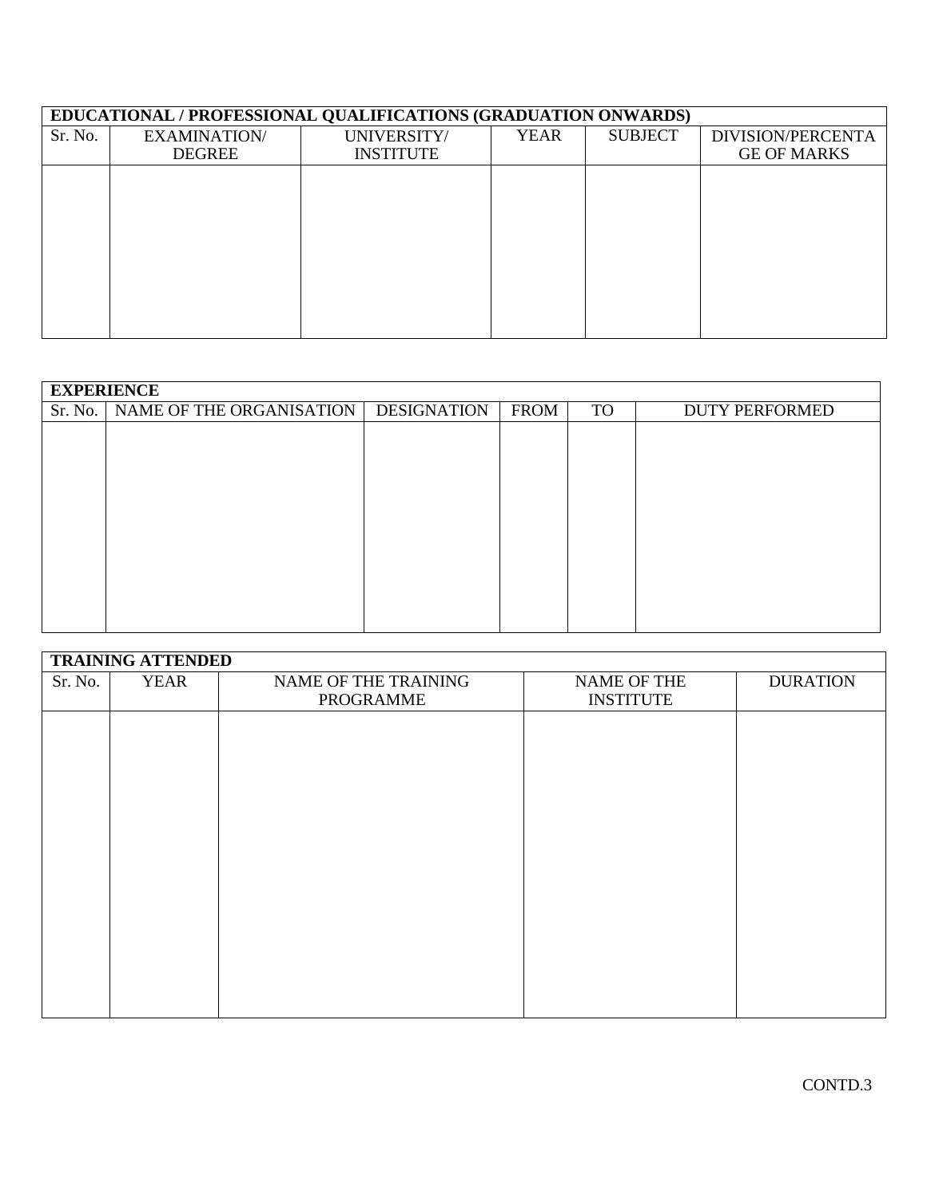| **EDUCATIONAL / PROFESSIONAL QUALIFICATIONS (GRADUATION ONWARDS)** | | | | | |
|---|---|---|---|---|---|
| Sr. No. | EXAMINATION/ DEGREE | UNIVERSITY/ INSTITUTE | YEAR | SUBJECT | DIVISION/PERCENTAGE OF MARKS |
| | | | | | |

| **EXPERIENCE** | | | | | |
|---|---|---|---|---|---|
| Sr. No. | NAME OF THE ORGANISATION | DESIGNATION | FROM | TO | DUTY PERFORMED |
| | | | | | |

| **TRAINING ATTENDED** | | | | |
|---|---|---|---|---|
| Sr. No. | YEAR | NAME OF THE TRAINING PROGRAMME | NAME OF THE INSTITUTE | DURATION |
| | | | | |

CONTD.3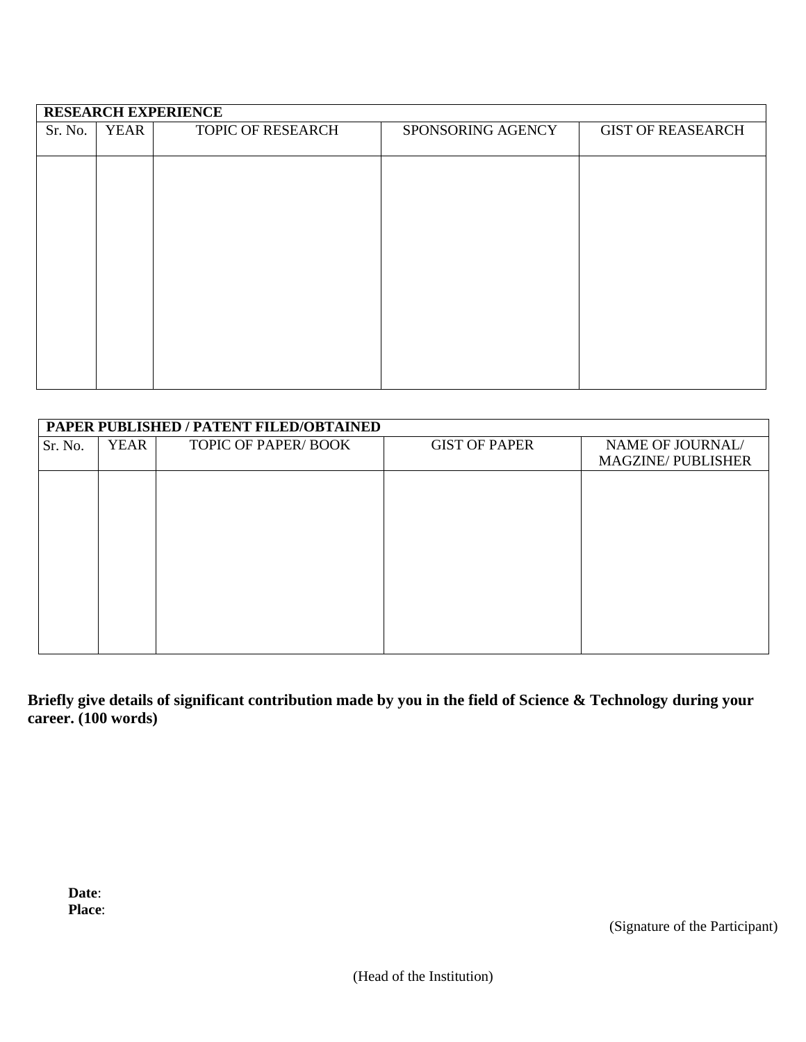| RESEARCH EXPERIENCE | | | | |
|---|---|---|---|---|
| Sr. No. | YEAR | TOPIC OF RESEARCH | SPONSORING AGENCY | GIST OF REASEARCH |
| | | | | |

| PAPER PUBLISHED / PATENT FILED/OBTAINED | | | | |
|---|---|---|---|---|
| Sr. No. | YEAR | TOPIC OF PAPER/ BOOK | GIST OF PAPER | NAME OF JOURNAL/ MAGZINE/ PUBLISHER |
| | | | | |

**Briefly give details of significant contribution made by you in the field of Science & Technology during your career. (100 words)**

**Date**:
**Place**:

(Signature of the Participant)

(Head of the Institution)